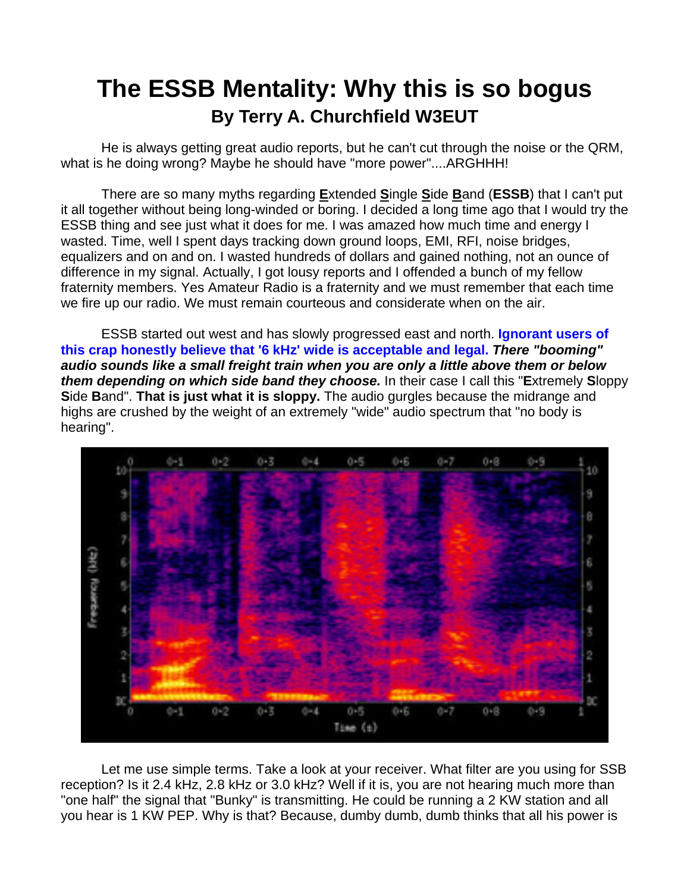# The ESSB Mentality: Why this is so bogus

## By Terry A. Churchfield W3EUT

He is always getting great audio reports, but he can't cut through the noise or the QRM, what is he doing wrong? Maybe he should have "more power"....ARGHHH!

There are so many myths regarding **E**xtended **S**ingle **S**ide **B**and (**ESSB**) that I can't put it all together without being long-winded or boring. I decided a long time ago that I would try the ESSB thing and see just what it does for me. I was amazed how much time and energy I wasted. Time, well I spent days tracking down ground loops, EMI, RFI, noise bridges, equalizers and on and on. I wasted hundreds of dollars and gained nothing, not an ounce of difference in my signal. Actually, I got lousy reports and I offended a bunch of my fellow fraternity members. Yes Amateur Radio is a fraternity and we must remember that each time we fire up our radio. We must remain courteous and considerate when on the air.

ESSB started out west and has slowly progressed east and north. **Ignorant users of this crap honestly believe that '6 kHz' wide is acceptable and legal.** ***There "booming" audio sounds like a small freight train when you are only a little above them or below them depending on which side band they choose.*** In their case I call this "**E**xtremely **S**loppy **S**ide **B**and". **That is just what it is sloppy.** The audio gurgles because the midrange and highs are crushed by the weight of an extremely "wide" audio spectrum that "no body is hearing".

Let me use simple terms. Take a look at your receiver. What filter are you using for SSB reception? Is it 2.4 kHz, 2.8 kHz or 3.0 kHz? Well if it is, you are not hearing much more than "one half" the signal that "Bunky" is transmitting. He could be running a 2 KW station and all you hear is 1 KW PEP. Why is that? Because, dumby dumb, dumb thinks that all his power is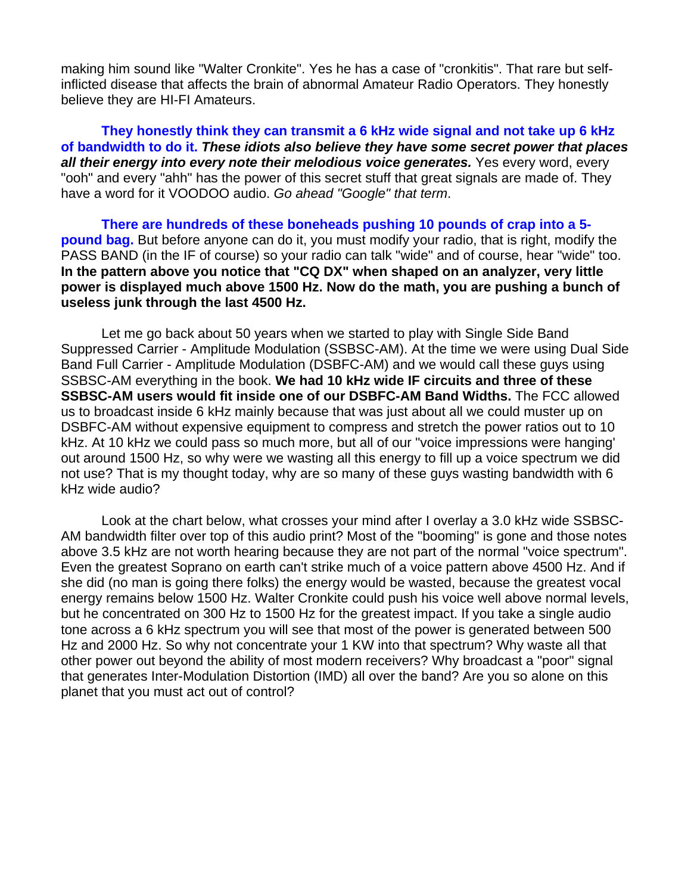making him sound like "Walter Cronkite". Yes he has a case of "cronkitis". That rare but self-inflicted disease that affects the brain of abnormal Amateur Radio Operators. They honestly believe they are HI-FI Amateurs.

**They honestly think they can transmit a 6 kHz wide signal and not take up 6 kHz of bandwidth to do it.** ***These idiots also believe they have some secret power that places all their energy into every note their melodious voice generates.*** Yes every word, every "ooh" and every "ahh" has the power of this secret stuff that great signals are made of. They have a word for it VOODOO audio. *Go ahead "Google" that term*.

**There are hundreds of these boneheads pushing 10 pounds of crap into a 5-pound bag.** But before anyone can do it, you must modify your radio, that is right, modify the PASS BAND (in the IF of course) so your radio can talk "wide" and of course, hear "wide" too. **In the pattern above you notice that "CQ DX" when shaped on an analyzer, very little power is displayed much above 1500 Hz. Now do the math, you are pushing a bunch of useless junk through the last 4500 Hz.**

Let me go back about 50 years when we started to play with Single Side Band Suppressed Carrier - Amplitude Modulation (SSBSC-AM). At the time we were using Dual Side Band Full Carrier - Amplitude Modulation (DSBFC-AM) and we would call these guys using SSBSC-AM everything in the book. **We had 10 kHz wide IF circuits and three of these SSBSC-AM users would fit inside one of our DSBFC-AM Band Widths.** The FCC allowed us to broadcast inside 6 kHz mainly because that was just about all we could muster up on DSBFC-AM without expensive equipment to compress and stretch the power ratios out to 10 kHz. At 10 kHz we could pass so much more, but all of our "voice impressions were hanging' out around 1500 Hz, so why were we wasting all this energy to fill up a voice spectrum we did not use? That is my thought today, why are so many of these guys wasting bandwidth with 6 kHz wide audio?

Look at the chart below, what crosses your mind after I overlay a 3.0 kHz wide SSBSC-AM bandwidth filter over top of this audio print? Most of the "booming" is gone and those notes above 3.5 kHz are not worth hearing because they are not part of the normal "voice spectrum". Even the greatest Soprano on earth can't strike much of a voice pattern above 4500 Hz. And if she did (no man is going there folks) the energy would be wasted, because the greatest vocal energy remains below 1500 Hz. Walter Cronkite could push his voice well above normal levels, but he concentrated on 300 Hz to 1500 Hz for the greatest impact. If you take a single audio tone across a 6 kHz spectrum you will see that most of the power is generated between 500 Hz and 2000 Hz. So why not concentrate your 1 KW into that spectrum? Why waste all that other power out beyond the ability of most modern receivers? Why broadcast a "poor" signal that generates Inter-Modulation Distortion (IMD) all over the band? Are you so alone on this planet that you must act out of control?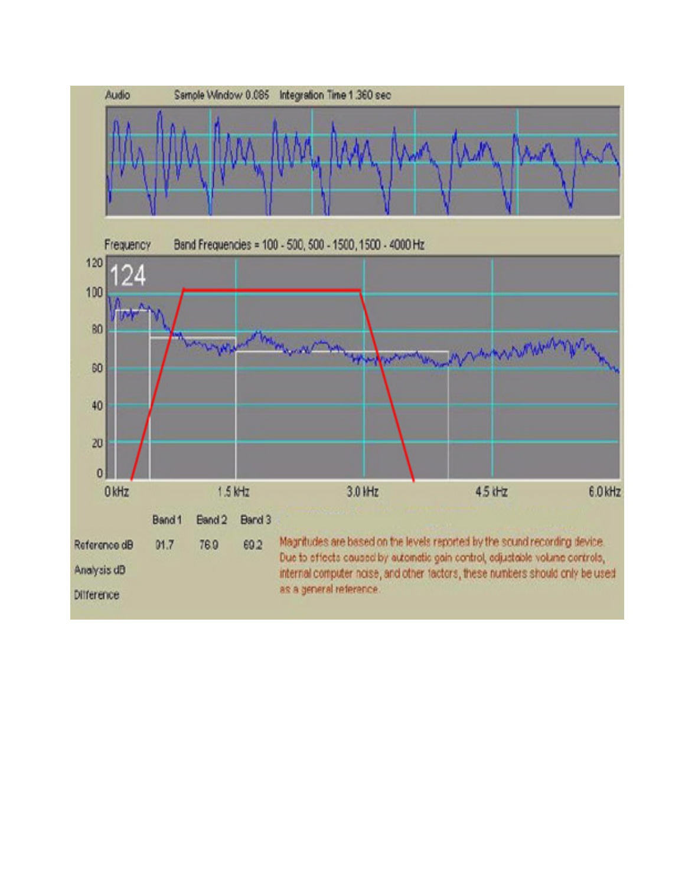Audio Sample Window 0.085 Integration Time 1.360 sec

Frequency Band Frequencies = 100 - 500, 500 - 1500, 1500 - 4000 Hz

124

| | Band 1 | Band 2 | Band 3 |
|---|---|---|---|
| Reference dB | 91.7 | 76.9 | 69.2 |
| Analysis dB | | | |
| Difference | | | |

Magnitudes are based on the levels reported by the sound recording device. Due to effects caused by automatic gain control, adjustable volume controls, internal computer noise, and other factors, these numbers should only be used as a general reference.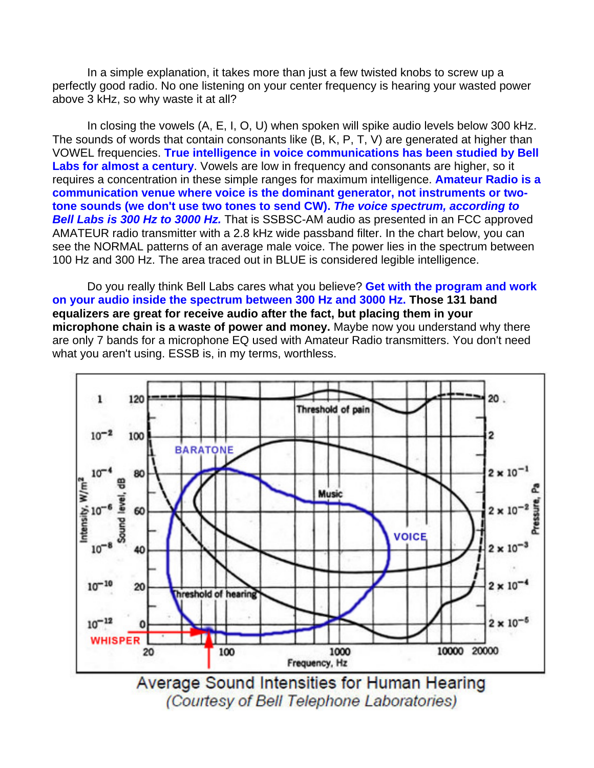In a simple explanation, it takes more than just a few twisted knobs to screw up a perfectly good radio. No one listening on your center frequency is hearing your wasted power above 3 kHz, so why waste it at all?

In closing the vowels (A, E, I, O, U) when spoken will spike audio levels below 300 kHz. The sounds of words that contain consonants like (B, K, P, T, V) are generated at higher than VOWEL frequencies. **True intelligence in voice communications has been studied by Bell Labs for almost a century**. Vowels are low in frequency and consonants are higher, so it requires a concentration in these simple ranges for maximum intelligence. **Amateur Radio is a communication venue where voice is the dominant generator, not instruments or two-tone sounds (we don't use two tones to send CW).** ***The voice spectrum, according to Bell Labs is 300 Hz to 3000 Hz.*** That is SSBSC-AM audio as presented in an FCC approved AMATEUR radio transmitter with a 2.8 kHz wide passband filter. In the chart below, you can see the NORMAL patterns of an average male voice. The power lies in the spectrum between 100 Hz and 300 Hz. The area traced out in BLUE is considered legible intelligence.

Do you really think Bell Labs cares what you believe? **Get with the program and work on your audio inside the spectrum between 300 Hz and 3000 Hz. Those 131 band equalizers are great for receive audio after the fact, but placing them in your microphone chain is a waste of power and money.** Maybe now you understand why there are only 7 bands for a microphone EQ used with Amateur Radio transmitters. You don't need what you aren't using. ESSB is, in my terms, worthless.

Intensity, W/m²: 1, $10^{-2}$, $10^{-4}$, $10^{-6}$, $10^{-8}$, $10^{-10}$, $10^{-12}$

Sound level, dB: 120, 100, 80, 60, 40, 20, 0

Pressure, Pa: 20, 2, $2 \times 10^{-1}$, $2 \times 10^{-2}$, $2 \times 10^{-3}$, $2 \times 10^{-4}$, $2 \times 10^{-5}$

Frequency, Hz: 20, 100, 1000, 10000, 20000

Threshold of pain

BARATONE

Music

VOICE

Threshold of hearing

WHISPER

Average Sound Intensities for Human Hearing

*(Courtesy of Bell Telephone Laboratories)*